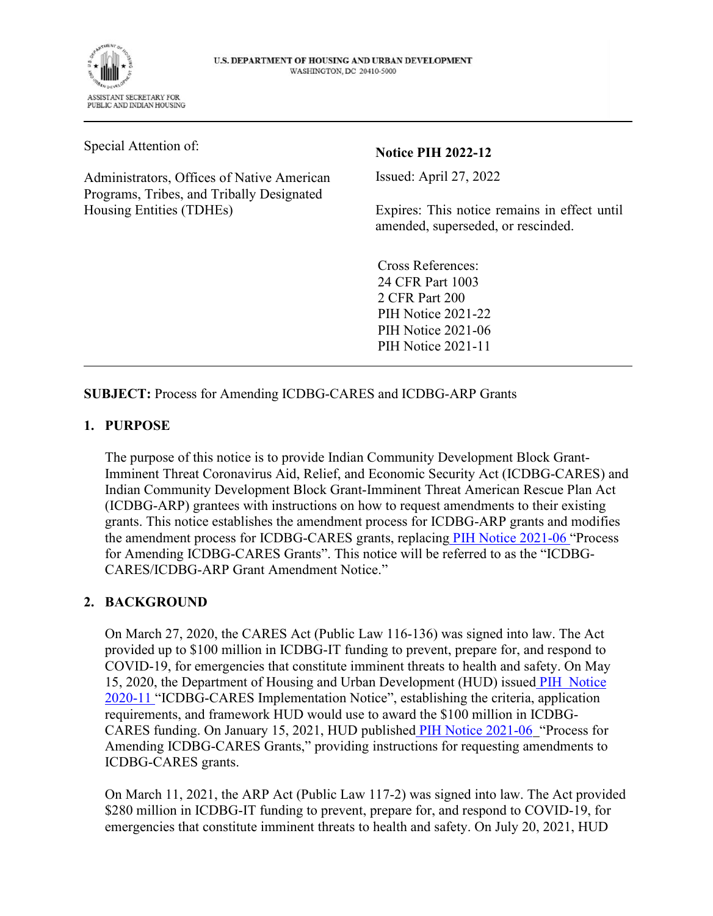U.S. DEPARTMENT OF HOUSING AND URBAN DEVELOPMENT
WASHINGTON, DC 20410-5000

ASSISTANT SECRETARY FOR
PUBLIC AND INDIAN HOUSING

---

Special Attention of:

Administrators, Offices of Native American Programs, Tribes, and Tribally Designated Housing Entities (TDHEs)

**Notice PIH 2022-12**

Issued: April 27, 2022

Expires: This notice remains in effect until amended, superseded, or rescinded.

Cross References:
24 CFR Part 1003
2 CFR Part 200
PIH Notice 2021-22
PIH Notice 2021-06
PIH Notice 2021-11

---

**SUBJECT:** Process for Amending ICDBG-CARES and ICDBG-ARP Grants

## 1. PURPOSE

The purpose of this notice is to provide Indian Community Development Block Grant-Imminent Threat Coronavirus Aid, Relief, and Economic Security Act (ICDBG-CARES) and Indian Community Development Block Grant-Imminent Threat American Rescue Plan Act (ICDBG-ARP) grantees with instructions on how to request amendments to their existing grants. This notice establishes the amendment process for ICDBG-ARP grants and modifies the amendment process for ICDBG-CARES grants, replacing PIH Notice 2021-06 "Process for Amending ICDBG-CARES Grants". This notice will be referred to as the "ICDBG-CARES/ICDBG-ARP Grant Amendment Notice."

## 2. BACKGROUND

On March 27, 2020, the CARES Act (Public Law 116-136) was signed into law. The Act provided up to $100 million in ICDBG-IT funding to prevent, prepare for, and respond to COVID-19, for emergencies that constitute imminent threats to health and safety. On May 15, 2020, the Department of Housing and Urban Development (HUD) issued PIH Notice 2020-11 "ICDBG-CARES Implementation Notice", establishing the criteria, application requirements, and framework HUD would use to award the $100 million in ICDBG-CARES funding. On January 15, 2021, HUD published PIH Notice 2021-06 "Process for Amending ICDBG-CARES Grants," providing instructions for requesting amendments to ICDBG-CARES grants.

On March 11, 2021, the ARP Act (Public Law 117-2) was signed into law. The Act provided $280 million in ICDBG-IT funding to prevent, prepare for, and respond to COVID-19, for emergencies that constitute imminent threats to health and safety. On July 20, 2021, HUD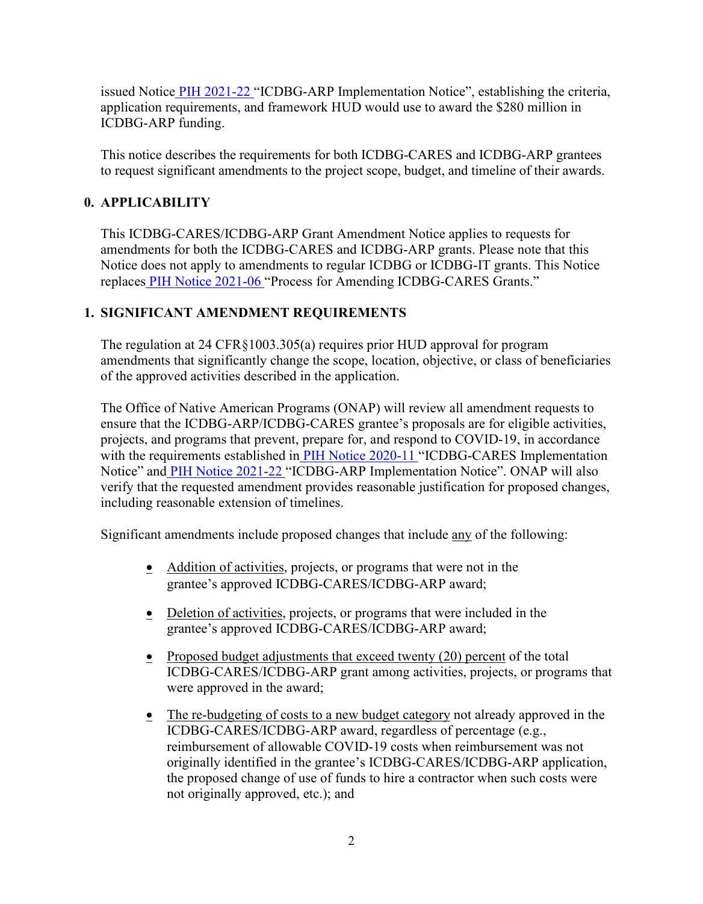issued Notice PIH 2021-22 "ICDBG-ARP Implementation Notice", establishing the criteria, application requirements, and framework HUD would use to award the $280 million in ICDBG-ARP funding.

This notice describes the requirements for both ICDBG-CARES and ICDBG-ARP grantees to request significant amendments to the project scope, budget, and timeline of their awards.

## 0. APPLICABILITY

This ICDBG-CARES/ICDBG-ARP Grant Amendment Notice applies to requests for amendments for both the ICDBG-CARES and ICDBG-ARP grants. Please note that this Notice does not apply to amendments to regular ICDBG or ICDBG-IT grants. This Notice replaces PIH Notice 2021-06 "Process for Amending ICDBG-CARES Grants."

## 1. SIGNIFICANT AMENDMENT REQUIREMENTS

The regulation at 24 CFR§1003.305(a) requires prior HUD approval for program amendments that significantly change the scope, location, objective, or class of beneficiaries of the approved activities described in the application.

The Office of Native American Programs (ONAP) will review all amendment requests to ensure that the ICDBG-ARP/ICDBG-CARES grantee's proposals are for eligible activities, projects, and programs that prevent, prepare for, and respond to COVID-19, in accordance with the requirements established in PIH Notice 2020-11 "ICDBG-CARES Implementation Notice" and PIH Notice 2021-22 "ICDBG-ARP Implementation Notice". ONAP will also verify that the requested amendment provides reasonable justification for proposed changes, including reasonable extension of timelines.

Significant amendments include proposed changes that include <u>any</u> of the following:

- <u>Addition of activities</u>, projects, or programs that were not in the grantee's approved ICDBG-CARES/ICDBG-ARP award;
- <u>Deletion of activities</u>, projects, or programs that were included in the grantee's approved ICDBG-CARES/ICDBG-ARP award;
- <u>Proposed budget adjustments that exceed twenty (20) percent</u> of the total ICDBG-CARES/ICDBG-ARP grant among activities, projects, or programs that were approved in the award;
- <u>The re-budgeting of costs to a new budget category</u> not already approved in the ICDBG-CARES/ICDBG-ARP award, regardless of percentage (e.g., reimbursement of allowable COVID-19 costs when reimbursement was not originally identified in the grantee's ICDBG-CARES/ICDBG-ARP application, the proposed change of use of funds to hire a contractor when such costs were not originally approved, etc.); and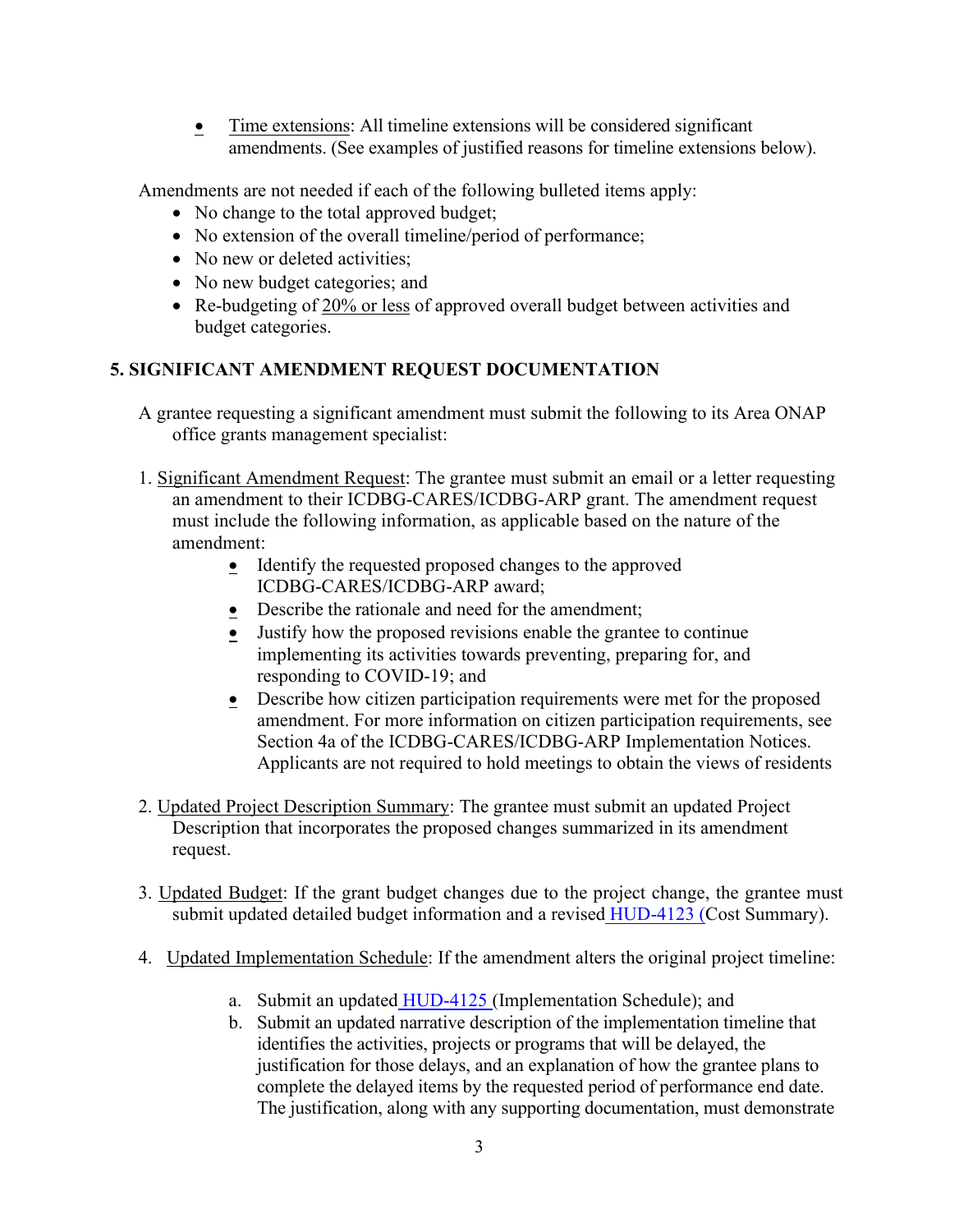- Time extensions: All timeline extensions will be considered significant amendments. (See examples of justified reasons for timeline extensions below).

Amendments are not needed if each of the following bulleted items apply:

- No change to the total approved budget;
- No extension of the overall timeline/period of performance;
- No new or deleted activities;
- No new budget categories; and
- Re-budgeting of 20% or less of approved overall budget between activities and budget categories.

## 5. SIGNIFICANT AMENDMENT REQUEST DOCUMENTATION

A grantee requesting a significant amendment must submit the following to its Area ONAP office grants management specialist:

1. Significant Amendment Request: The grantee must submit an email or a letter requesting an amendment to their ICDBG-CARES/ICDBG-ARP grant. The amendment request must include the following information, as applicable based on the nature of the amendment:
   - Identify the requested proposed changes to the approved ICDBG-CARES/ICDBG-ARP award;
   - Describe the rationale and need for the amendment;
   - Justify how the proposed revisions enable the grantee to continue implementing its activities towards preventing, preparing for, and responding to COVID-19; and
   - Describe how citizen participation requirements were met for the proposed amendment. For more information on citizen participation requirements, see Section 4a of the ICDBG-CARES/ICDBG-ARP Implementation Notices. Applicants are not required to hold meetings to obtain the views of residents

2. Updated Project Description Summary: The grantee must submit an updated Project Description that incorporates the proposed changes summarized in its amendment request.

3. Updated Budget: If the grant budget changes due to the project change, the grantee must submit updated detailed budget information and a revised HUD-4123 (Cost Summary).

4. Updated Implementation Schedule: If the amendment alters the original project timeline:
   a. Submit an updated HUD-4125 (Implementation Schedule); and
   b. Submit an updated narrative description of the implementation timeline that identifies the activities, projects or programs that will be delayed, the justification for those delays, and an explanation of how the grantee plans to complete the delayed items by the requested period of performance end date. The justification, along with any supporting documentation, must demonstrate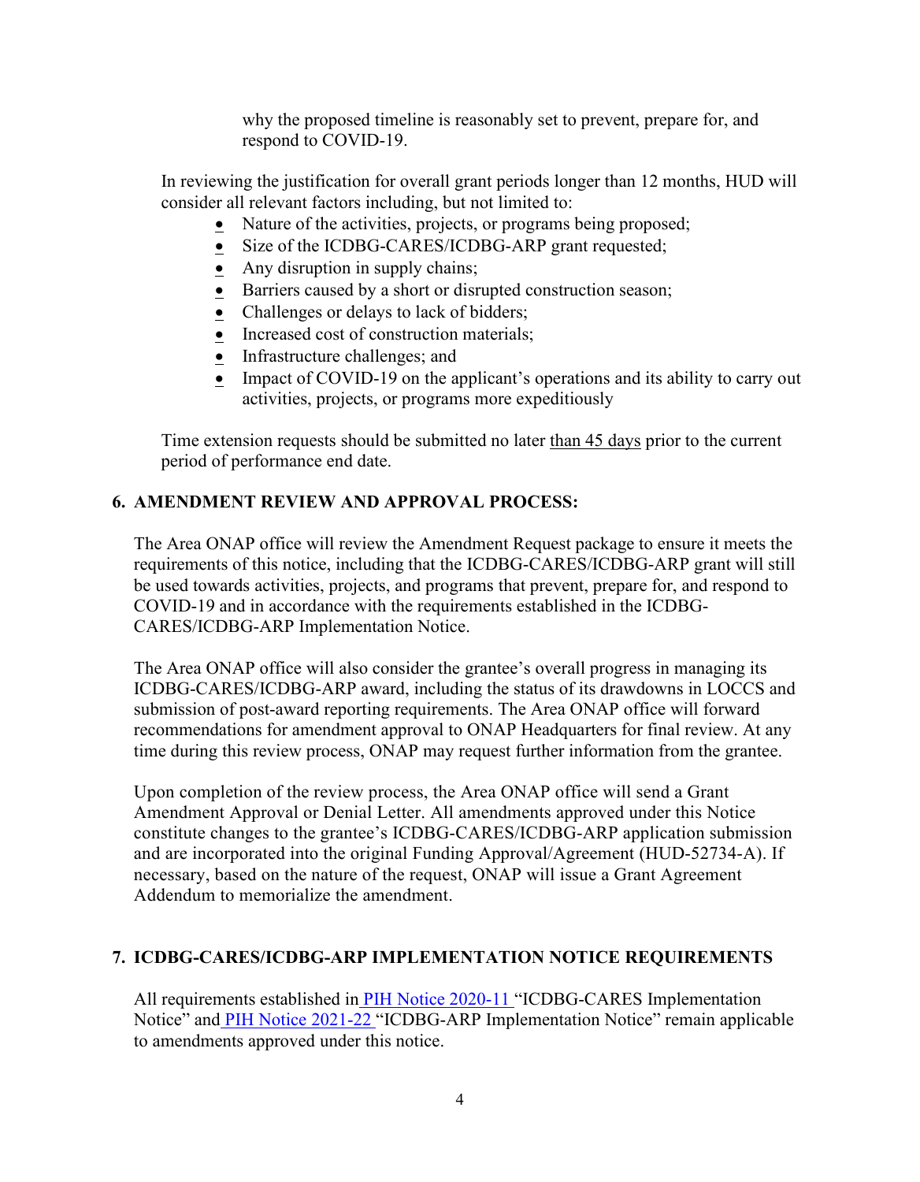why the proposed timeline is reasonably set to prevent, prepare for, and respond to COVID-19.

In reviewing the justification for overall grant periods longer than 12 months, HUD will consider all relevant factors including, but not limited to:

- Nature of the activities, projects, or programs being proposed;
- Size of the ICDBG-CARES/ICDBG-ARP grant requested;
- Any disruption in supply chains;
- Barriers caused by a short or disrupted construction season;
- Challenges or delays to lack of bidders;
- Increased cost of construction materials;
- Infrastructure challenges; and
- Impact of COVID-19 on the applicant's operations and its ability to carry out activities, projects, or programs more expeditiously

Time extension requests should be submitted no later than 45 days prior to the current period of performance end date.

## 6. AMENDMENT REVIEW AND APPROVAL PROCESS:

The Area ONAP office will review the Amendment Request package to ensure it meets the requirements of this notice, including that the ICDBG-CARES/ICDBG-ARP grant will still be used towards activities, projects, and programs that prevent, prepare for, and respond to COVID-19 and in accordance with the requirements established in the ICDBG-CARES/ICDBG-ARP Implementation Notice.

The Area ONAP office will also consider the grantee's overall progress in managing its ICDBG-CARES/ICDBG-ARP award, including the status of its drawdowns in LOCCS and submission of post-award reporting requirements. The Area ONAP office will forward recommendations for amendment approval to ONAP Headquarters for final review. At any time during this review process, ONAP may request further information from the grantee.

Upon completion of the review process, the Area ONAP office will send a Grant Amendment Approval or Denial Letter. All amendments approved under this Notice constitute changes to the grantee's ICDBG-CARES/ICDBG-ARP application submission and are incorporated into the original Funding Approval/Agreement (HUD-52734-A). If necessary, based on the nature of the request, ONAP will issue a Grant Agreement Addendum to memorialize the amendment.

## 7. ICDBG-CARES/ICDBG-ARP IMPLEMENTATION NOTICE REQUIREMENTS

All requirements established in PIH Notice 2020-11 "ICDBG-CARES Implementation Notice" and PIH Notice 2021-22 "ICDBG-ARP Implementation Notice" remain applicable to amendments approved under this notice.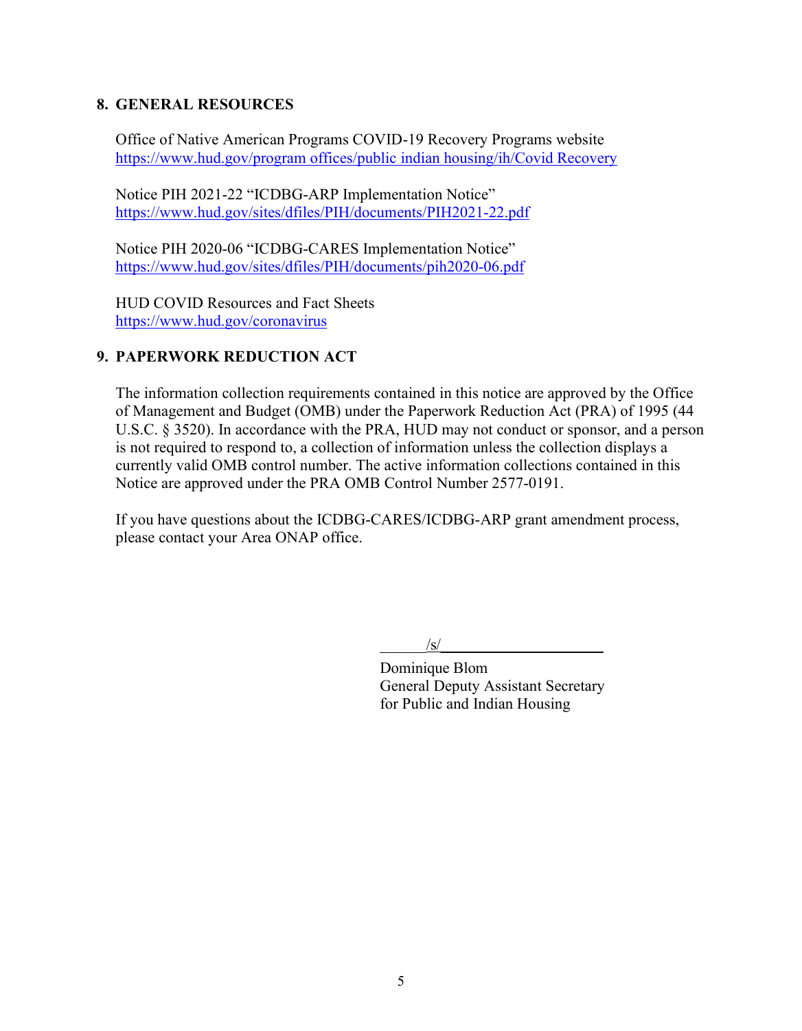## 8. GENERAL RESOURCES

Office of Native American Programs COVID-19 Recovery Programs website
https://www.hud.gov/program offices/public indian housing/ih/Covid Recovery

Notice PIH 2021-22 "ICDBG-ARP Implementation Notice"
https://www.hud.gov/sites/dfiles/PIH/documents/PIH2021-22.pdf

Notice PIH 2020-06 "ICDBG-CARES Implementation Notice"
https://www.hud.gov/sites/dfiles/PIH/documents/pih2020-06.pdf

HUD COVID Resources and Fact Sheets
https://www.hud.gov/coronavirus

## 9. PAPERWORK REDUCTION ACT

The information collection requirements contained in this notice are approved by the Office of Management and Budget (OMB) under the Paperwork Reduction Act (PRA) of 1995 (44 U.S.C. § 3520). In accordance with the PRA, HUD may not conduct or sponsor, and a person is not required to respond to, a collection of information unless the collection displays a currently valid OMB control number. The active information collections contained in this Notice are approved under the PRA OMB Control Number 2577-0191.

If you have questions about the ICDBG-CARES/ICDBG-ARP grant amendment process, please contact your Area ONAP office.

/s/

Dominique Blom
General Deputy Assistant Secretary
for Public and Indian Housing